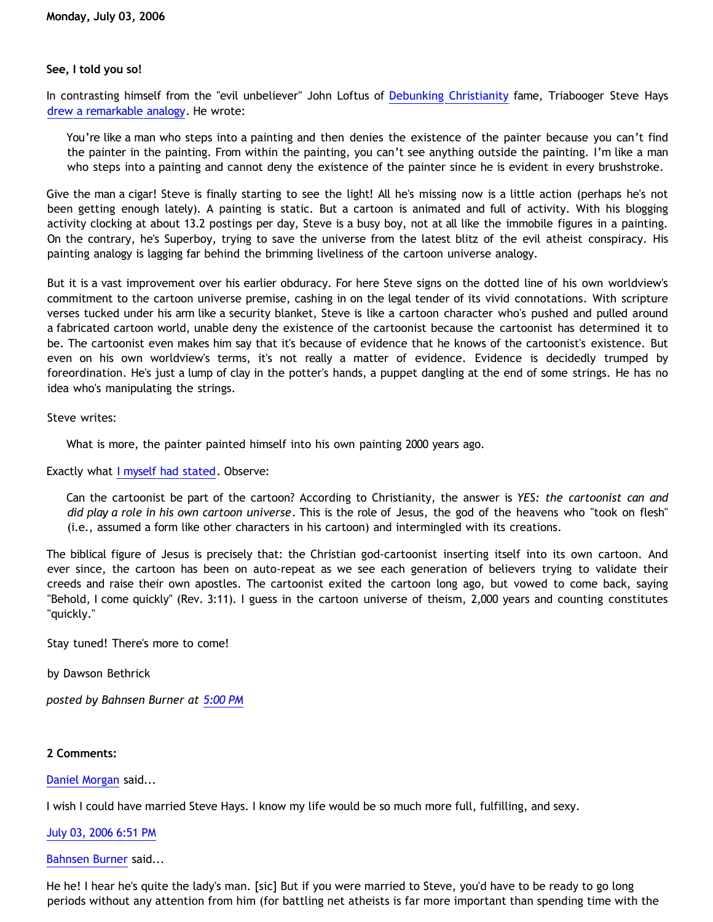**Monday, July 03, 2006**

**See, I told you so!**

In contrasting himself from the "evil unbeliever" John Loftus of Debunking Christianity fame, Triabooger Steve Hays drew a remarkable analogy. He wrote:

> You're like a man who steps into a painting and then denies the existence of the painter because you can't find the painter in the painting. From within the painting, you can't see anything outside the painting. I'm like a man who steps into a painting and cannot deny the existence of the painter since he is evident in every brushstroke.

Give the man a cigar! Steve is finally starting to see the light! All he's missing now is a little action (perhaps he's not been getting enough lately). A painting is static. But a cartoon is animated and full of activity. With his blogging activity clocking at about 13.2 postings per day, Steve is a busy boy, not at all like the immobile figures in a painting. On the contrary, he's Superboy, trying to save the universe from the latest blitz of the evil atheist conspiracy. His painting analogy is lagging far behind the brimming liveliness of the cartoon universe analogy.

But it is a vast improvement over his earlier obduracy. For here Steve signs on the dotted line of his own worldview's commitment to the cartoon universe premise, cashing in on the legal tender of its vivid connotations. With scripture verses tucked under his arm like a security blanket, Steve is like a cartoon character who's pushed and pulled around a fabricated cartoon world, unable deny the existence of the cartoonist because the cartoonist has determined it to be. The cartoonist even makes him say that it's because of evidence that he knows of the cartoonist's existence. But even on his own worldview's terms, it's not really a matter of evidence. Evidence is decidedly trumped by foreordination. He's just a lump of clay in the potter's hands, a puppet dangling at the end of some strings. He has no idea who's manipulating the strings.

Steve writes:

> What is more, the painter painted himself into his own painting 2000 years ago.

Exactly what I myself had stated. Observe:

> Can the cartoonist be part of the cartoon? According to Christianity, the answer is *YES: the cartoonist can and did play a role in his own cartoon universe*. This is the role of Jesus, the god of the heavens who "took on flesh" (i.e., assumed a form like other characters in his cartoon) and intermingled with its creations.

The biblical figure of Jesus is precisely that: the Christian god-cartoonist inserting itself into its own cartoon. And ever since, the cartoon has been on auto-repeat as we see each generation of believers trying to validate their creeds and raise their own apostles. The cartoonist exited the cartoon long ago, but vowed to come back, saying "Behold, I come quickly" (Rev. 3:11). I guess in the cartoon universe of theism, 2,000 years and counting constitutes "quickly."

Stay tuned! There's more to come!

by Dawson Bethrick

*posted by Bahnsen Burner at 5:00 PM*

**2 Comments:**

Daniel Morgan said...

I wish I could have married Steve Hays. I know my life would be so much more full, fulfilling, and sexy.

July 03, 2006 6:51 PM

Bahnsen Burner said...

He he! I hear he's quite the lady's man. [sic] But if you were married to Steve, you'd have to be ready to go long periods without any attention from him (for battling net atheists is far more important than spending time with the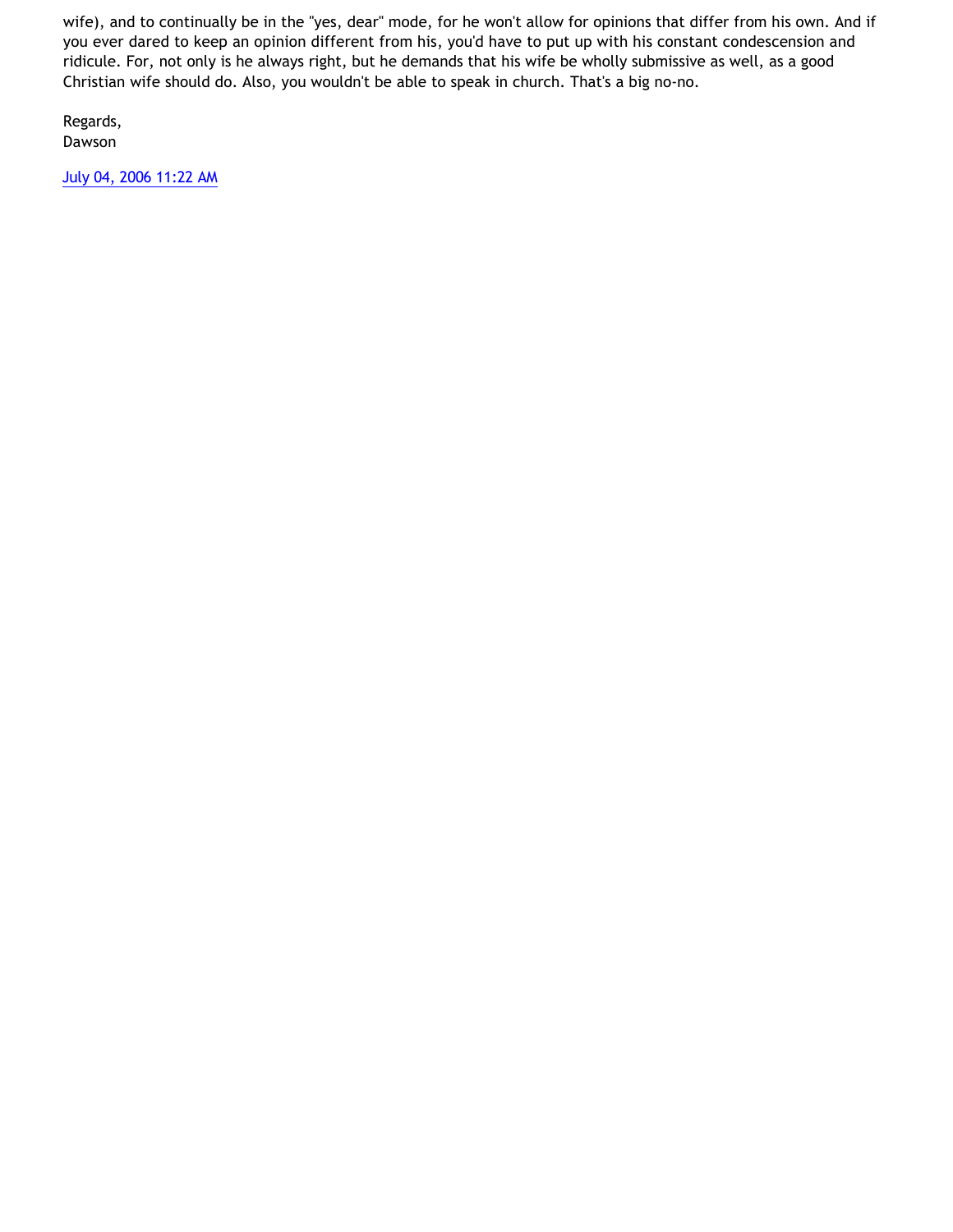wife), and to continually be in the "yes, dear" mode, for he won't allow for opinions that differ from his own. And if you ever dared to keep an opinion different from his, you'd have to put up with his constant condescension and ridicule. For, not only is he always right, but he demands that his wife be wholly submissive as well, as a good Christian wife should do. Also, you wouldn't be able to speak in church. That's a big no-no.

Regards,
Dawson

July 04, 2006 11:22 AM